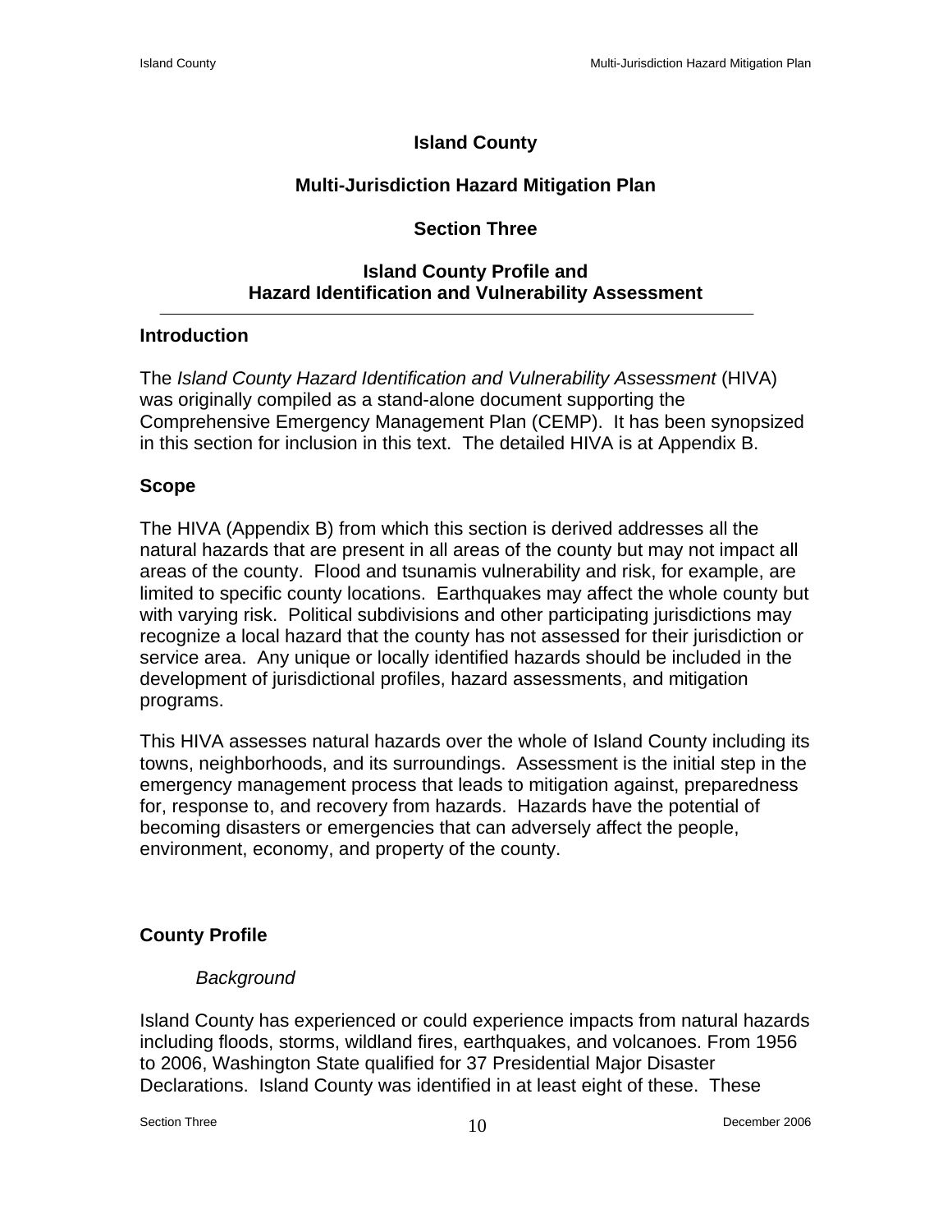# Island County

## Multi-Jurisdiction Hazard Mitigation Plan

## Section Three

## Island County Profile and Hazard Identification and Vulnerability Assessment

### Introduction

The *Island County Hazard Identification and Vulnerability Assessment* (HIVA) was originally compiled as a stand-alone document supporting the Comprehensive Emergency Management Plan (CEMP). It has been synopsized in this section for inclusion in this text. The detailed HIVA is at Appendix B.

### Scope

The HIVA (Appendix B) from which this section is derived addresses all the natural hazards that are present in all areas of the county but may not impact all areas of the county. Flood and tsunamis vulnerability and risk, for example, are limited to specific county locations. Earthquakes may affect the whole county but with varying risk. Political subdivisions and other participating jurisdictions may recognize a local hazard that the county has not assessed for their jurisdiction or service area. Any unique or locally identified hazards should be included in the development of jurisdictional profiles, hazard assessments, and mitigation programs.

This HIVA assesses natural hazards over the whole of Island County including its towns, neighborhoods, and its surroundings. Assessment is the initial step in the emergency management process that leads to mitigation against, preparedness for, response to, and recovery from hazards. Hazards have the potential of becoming disasters or emergencies that can adversely affect the people, environment, economy, and property of the county.

### County Profile

#### *Background*

Island County has experienced or could experience impacts from natural hazards including floods, storms, wildland fires, earthquakes, and volcanoes. From 1956 to 2006, Washington State qualified for 37 Presidential Major Disaster Declarations. Island County was identified in at least eight of these. These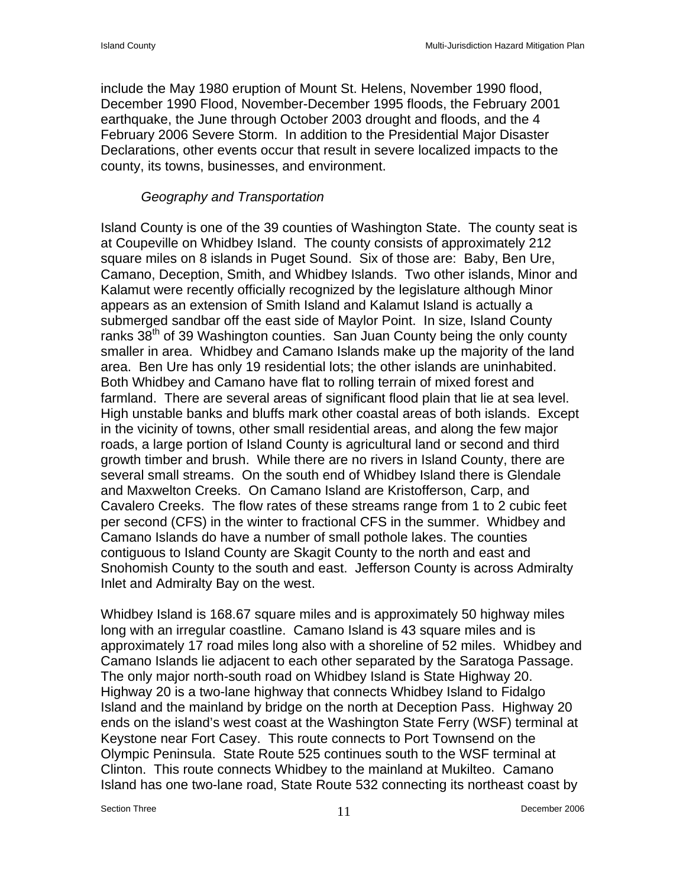include the May 1980 eruption of Mount St. Helens, November 1990 flood, December 1990 Flood, November-December 1995 floods, the February 2001 earthquake, the June through October 2003 drought and floods, and the 4 February 2006 Severe Storm. In addition to the Presidential Major Disaster Declarations, other events occur that result in severe localized impacts to the county, its towns, businesses, and environment.

*Geography and Transportation*

Island County is one of the 39 counties of Washington State. The county seat is at Coupeville on Whidbey Island. The county consists of approximately 212 square miles on 8 islands in Puget Sound. Six of those are: Baby, Ben Ure, Camano, Deception, Smith, and Whidbey Islands. Two other islands, Minor and Kalamut were recently officially recognized by the legislature although Minor appears as an extension of Smith Island and Kalamut Island is actually a submerged sandbar off the east side of Maylor Point. In size, Island County ranks 38th of 39 Washington counties. San Juan County being the only county smaller in area. Whidbey and Camano Islands make up the majority of the land area. Ben Ure has only 19 residential lots; the other islands are uninhabited. Both Whidbey and Camano have flat to rolling terrain of mixed forest and farmland. There are several areas of significant flood plain that lie at sea level. High unstable banks and bluffs mark other coastal areas of both islands. Except in the vicinity of towns, other small residential areas, and along the few major roads, a large portion of Island County is agricultural land or second and third growth timber and brush. While there are no rivers in Island County, there are several small streams. On the south end of Whidbey Island there is Glendale and Maxwelton Creeks. On Camano Island are Kristofferson, Carp, and Cavalero Creeks. The flow rates of these streams range from 1 to 2 cubic feet per second (CFS) in the winter to fractional CFS in the summer. Whidbey and Camano Islands do have a number of small pothole lakes. The counties contiguous to Island County are Skagit County to the north and east and Snohomish County to the south and east. Jefferson County is across Admiralty Inlet and Admiralty Bay on the west.

Whidbey Island is 168.67 square miles and is approximately 50 highway miles long with an irregular coastline. Camano Island is 43 square miles and is approximately 17 road miles long also with a shoreline of 52 miles. Whidbey and Camano Islands lie adjacent to each other separated by the Saratoga Passage. The only major north-south road on Whidbey Island is State Highway 20. Highway 20 is a two-lane highway that connects Whidbey Island to Fidalgo Island and the mainland by bridge on the north at Deception Pass. Highway 20 ends on the island's west coast at the Washington State Ferry (WSF) terminal at Keystone near Fort Casey. This route connects to Port Townsend on the Olympic Peninsula. State Route 525 continues south to the WSF terminal at Clinton. This route connects Whidbey to the mainland at Mukilteo. Camano Island has one two-lane road, State Route 532 connecting its northeast coast by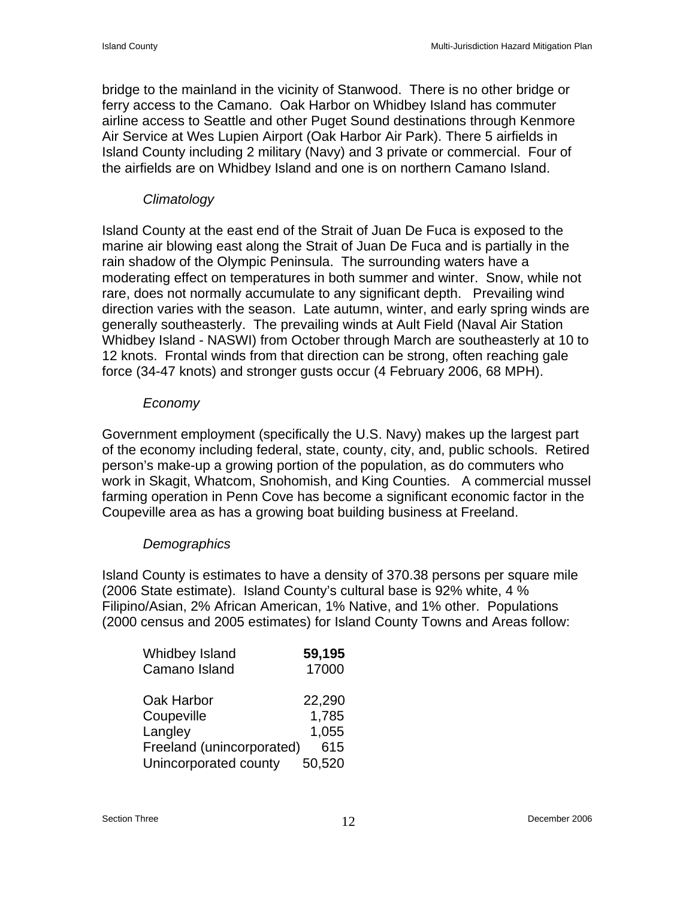bridge to the mainland in the vicinity of Stanwood. There is no other bridge or ferry access to the Camano. Oak Harbor on Whidbey Island has commuter airline access to Seattle and other Puget Sound destinations through Kenmore Air Service at Wes Lupien Airport (Oak Harbor Air Park). There 5 airfields in Island County including 2 military (Navy) and 3 private or commercial. Four of the airfields are on Whidbey Island and one is on northern Camano Island.

*Climatology*

Island County at the east end of the Strait of Juan De Fuca is exposed to the marine air blowing east along the Strait of Juan De Fuca and is partially in the rain shadow of the Olympic Peninsula. The surrounding waters have a moderating effect on temperatures in both summer and winter. Snow, while not rare, does not normally accumulate to any significant depth. Prevailing wind direction varies with the season. Late autumn, winter, and early spring winds are generally southeasterly. The prevailing winds at Ault Field (Naval Air Station Whidbey Island - NASWI) from October through March are southeasterly at 10 to 12 knots. Frontal winds from that direction can be strong, often reaching gale force (34-47 knots) and stronger gusts occur (4 February 2006, 68 MPH).

*Economy*

Government employment (specifically the U.S. Navy) makes up the largest part of the economy including federal, state, county, city, and, public schools. Retired person's make-up a growing portion of the population, as do commuters who work in Skagit, Whatcom, Snohomish, and King Counties. A commercial mussel farming operation in Penn Cove has become a significant economic factor in the Coupeville area as has a growing boat building business at Freeland.

*Demographics*

Island County is estimates to have a density of 370.38 persons per square mile (2006 State estimate). Island County's cultural base is 92% white, 4 % Filipino/Asian, 2% African American, 1% Native, and 1% other. Populations (2000 census and 2005 estimates) for Island County Towns and Areas follow:

| | |
|---|---|
| Whidbey Island | **59,195** |
| Camano Island | 17000 |
| | |
| Oak Harbor | 22,290 |
| Coupeville | 1,785 |
| Langley | 1,055 |
| Freeland (unincorporated) | 615 |
| Unincorporated county | 50,520 |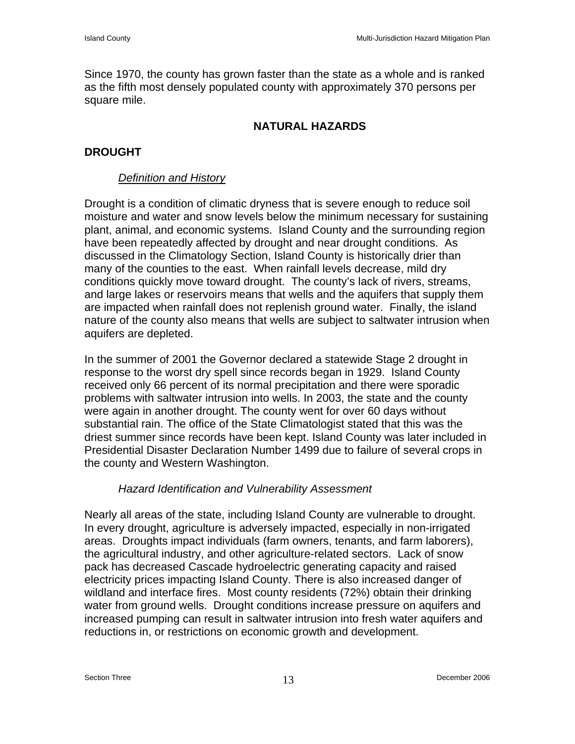Since 1970, the county has grown faster than the state as a whole and is ranked as the fifth most densely populated county with approximately 370 persons per square mile.

# NATURAL HAZARDS

## DROUGHT

### *Definition and History*

Drought is a condition of climatic dryness that is severe enough to reduce soil moisture and water and snow levels below the minimum necessary for sustaining plant, animal, and economic systems. Island County and the surrounding region have been repeatedly affected by drought and near drought conditions. As discussed in the Climatology Section, Island County is historically drier than many of the counties to the east. When rainfall levels decrease, mild dry conditions quickly move toward drought. The county's lack of rivers, streams, and large lakes or reservoirs means that wells and the aquifers that supply them are impacted when rainfall does not replenish ground water. Finally, the island nature of the county also means that wells are subject to saltwater intrusion when aquifers are depleted.

In the summer of 2001 the Governor declared a statewide Stage 2 drought in response to the worst dry spell since records began in 1929. Island County received only 66 percent of its normal precipitation and there were sporadic problems with saltwater intrusion into wells. In 2003, the state and the county were again in another drought. The county went for over 60 days without substantial rain. The office of the State Climatologist stated that this was the driest summer since records have been kept. Island County was later included in Presidential Disaster Declaration Number 1499 due to failure of several crops in the county and Western Washington.

### *Hazard Identification and Vulnerability Assessment*

Nearly all areas of the state, including Island County are vulnerable to drought. In every drought, agriculture is adversely impacted, especially in non-irrigated areas. Droughts impact individuals (farm owners, tenants, and farm laborers), the agricultural industry, and other agriculture-related sectors. Lack of snow pack has decreased Cascade hydroelectric generating capacity and raised electricity prices impacting Island County. There is also increased danger of wildland and interface fires. Most county residents (72%) obtain their drinking water from ground wells. Drought conditions increase pressure on aquifers and increased pumping can result in saltwater intrusion into fresh water aquifers and reductions in, or restrictions on economic growth and development.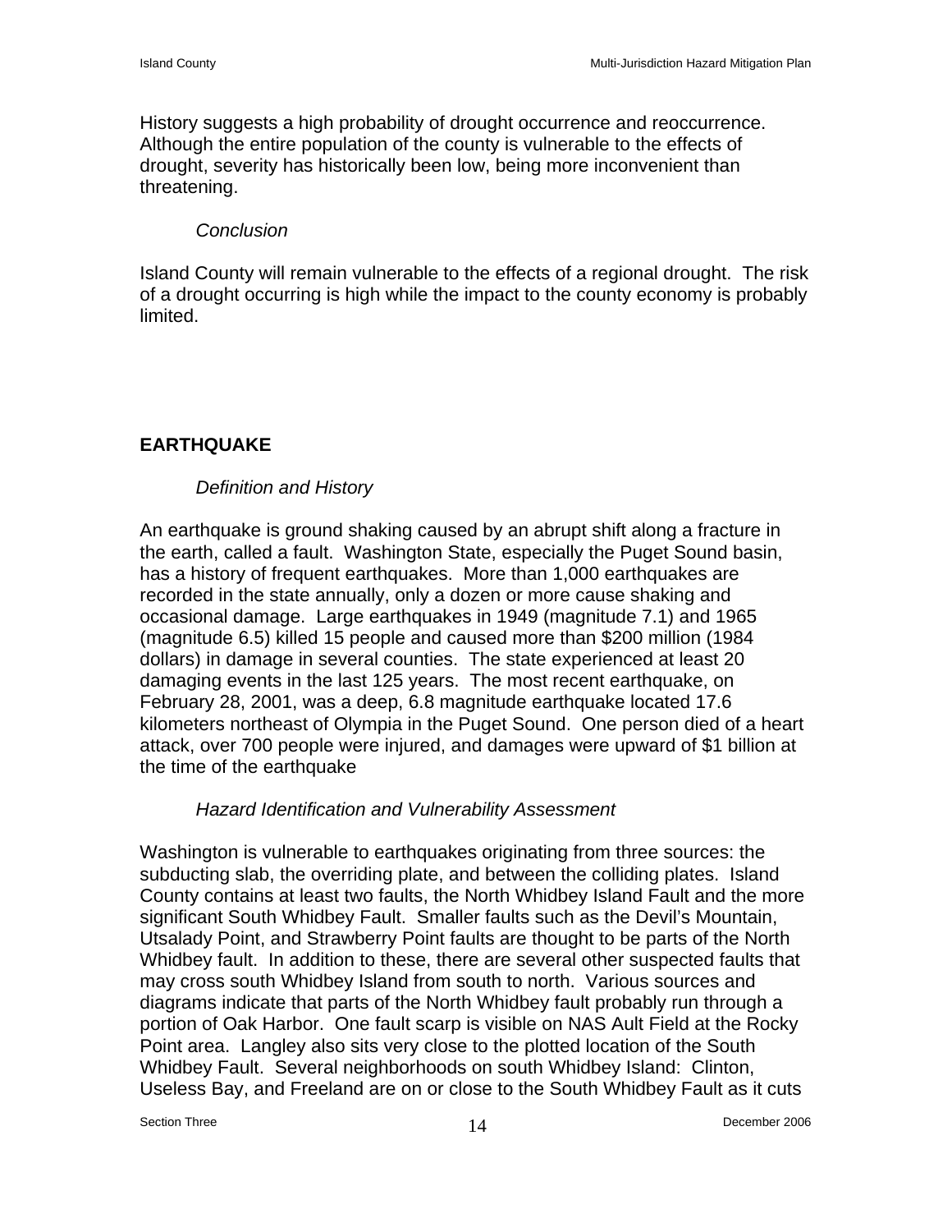History suggests a high probability of drought occurrence and reoccurrence. Although the entire population of the county is vulnerable to the effects of drought, severity has historically been low, being more inconvenient than threatening.

*Conclusion*

Island County will remain vulnerable to the effects of a regional drought. The risk of a drought occurring is high while the impact to the county economy is probably limited.

## EARTHQUAKE

*Definition and History*

An earthquake is ground shaking caused by an abrupt shift along a fracture in the earth, called a fault. Washington State, especially the Puget Sound basin, has a history of frequent earthquakes. More than 1,000 earthquakes are recorded in the state annually, only a dozen or more cause shaking and occasional damage. Large earthquakes in 1949 (magnitude 7.1) and 1965 (magnitude 6.5) killed 15 people and caused more than $200 million (1984 dollars) in damage in several counties. The state experienced at least 20 damaging events in the last 125 years. The most recent earthquake, on February 28, 2001, was a deep, 6.8 magnitude earthquake located 17.6 kilometers northeast of Olympia in the Puget Sound. One person died of a heart attack, over 700 people were injured, and damages were upward of $1 billion at the time of the earthquake

*Hazard Identification and Vulnerability Assessment*

Washington is vulnerable to earthquakes originating from three sources: the subducting slab, the overriding plate, and between the colliding plates. Island County contains at least two faults, the North Whidbey Island Fault and the more significant South Whidbey Fault. Smaller faults such as the Devil's Mountain, Utsalady Point, and Strawberry Point faults are thought to be parts of the North Whidbey fault. In addition to these, there are several other suspected faults that may cross south Whidbey Island from south to north. Various sources and diagrams indicate that parts of the North Whidbey fault probably run through a portion of Oak Harbor. One fault scarp is visible on NAS Ault Field at the Rocky Point area. Langley also sits very close to the plotted location of the South Whidbey Fault. Several neighborhoods on south Whidbey Island: Clinton, Useless Bay, and Freeland are on or close to the South Whidbey Fault as it cuts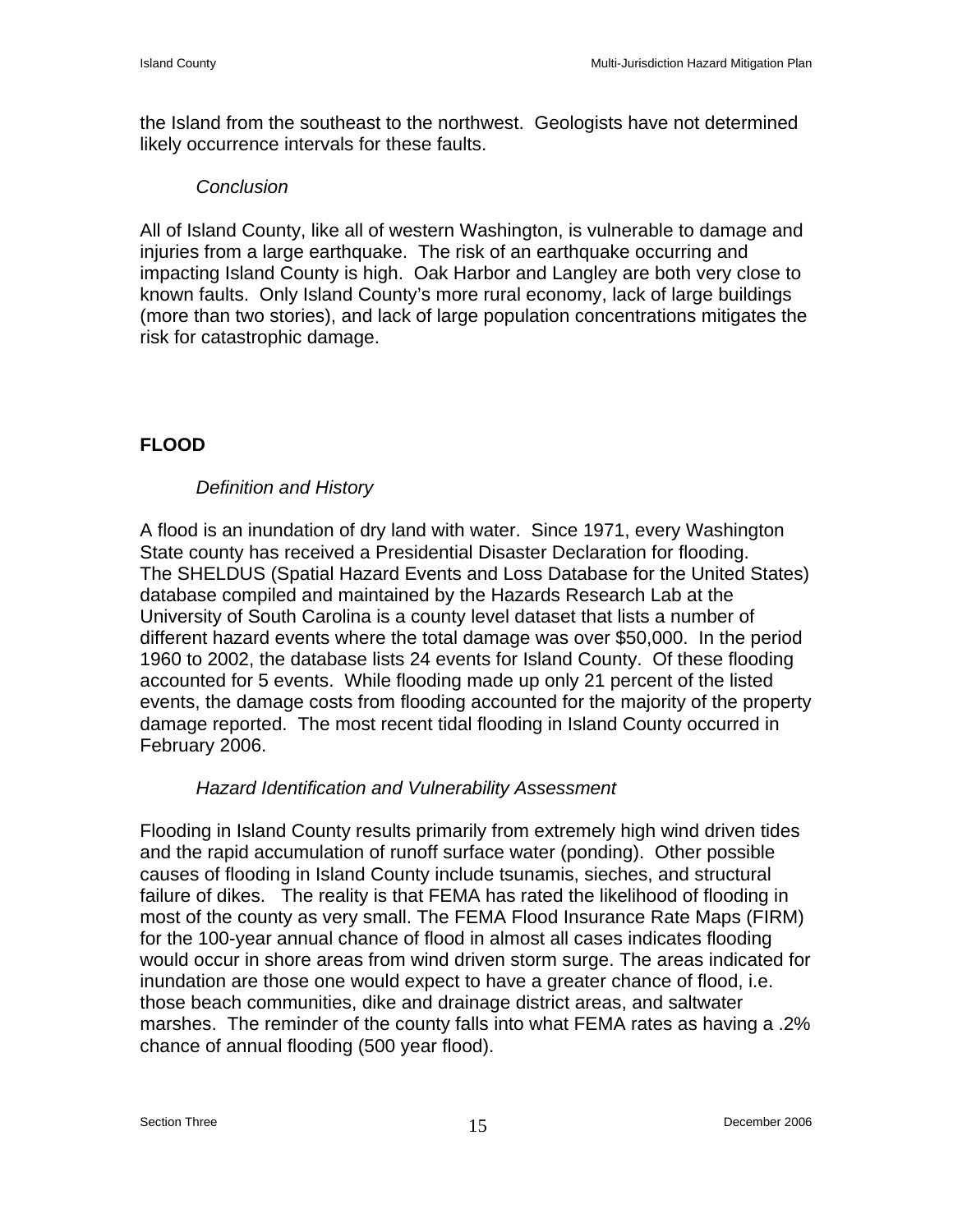the Island from the southeast to the northwest. Geologists have not determined likely occurrence intervals for these faults.

*Conclusion*

All of Island County, like all of western Washington, is vulnerable to damage and injuries from a large earthquake. The risk of an earthquake occurring and impacting Island County is high. Oak Harbor and Langley are both very close to known faults. Only Island County's more rural economy, lack of large buildings (more than two stories), and lack of large population concentrations mitigates the risk for catastrophic damage.

## FLOOD

*Definition and History*

A flood is an inundation of dry land with water. Since 1971, every Washington State county has received a Presidential Disaster Declaration for flooding. The SHELDUS (Spatial Hazard Events and Loss Database for the United States) database compiled and maintained by the Hazards Research Lab at the University of South Carolina is a county level dataset that lists a number of different hazard events where the total damage was over $50,000. In the period 1960 to 2002, the database lists 24 events for Island County. Of these flooding accounted for 5 events. While flooding made up only 21 percent of the listed events, the damage costs from flooding accounted for the majority of the property damage reported. The most recent tidal flooding in Island County occurred in February 2006.

*Hazard Identification and Vulnerability Assessment*

Flooding in Island County results primarily from extremely high wind driven tides and the rapid accumulation of runoff surface water (ponding). Other possible causes of flooding in Island County include tsunamis, sieches, and structural failure of dikes. The reality is that FEMA has rated the likelihood of flooding in most of the county as very small. The FEMA Flood Insurance Rate Maps (FIRM) for the 100-year annual chance of flood in almost all cases indicates flooding would occur in shore areas from wind driven storm surge. The areas indicated for inundation are those one would expect to have a greater chance of flood, i.e. those beach communities, dike and drainage district areas, and saltwater marshes. The reminder of the county falls into what FEMA rates as having a .2% chance of annual flooding (500 year flood).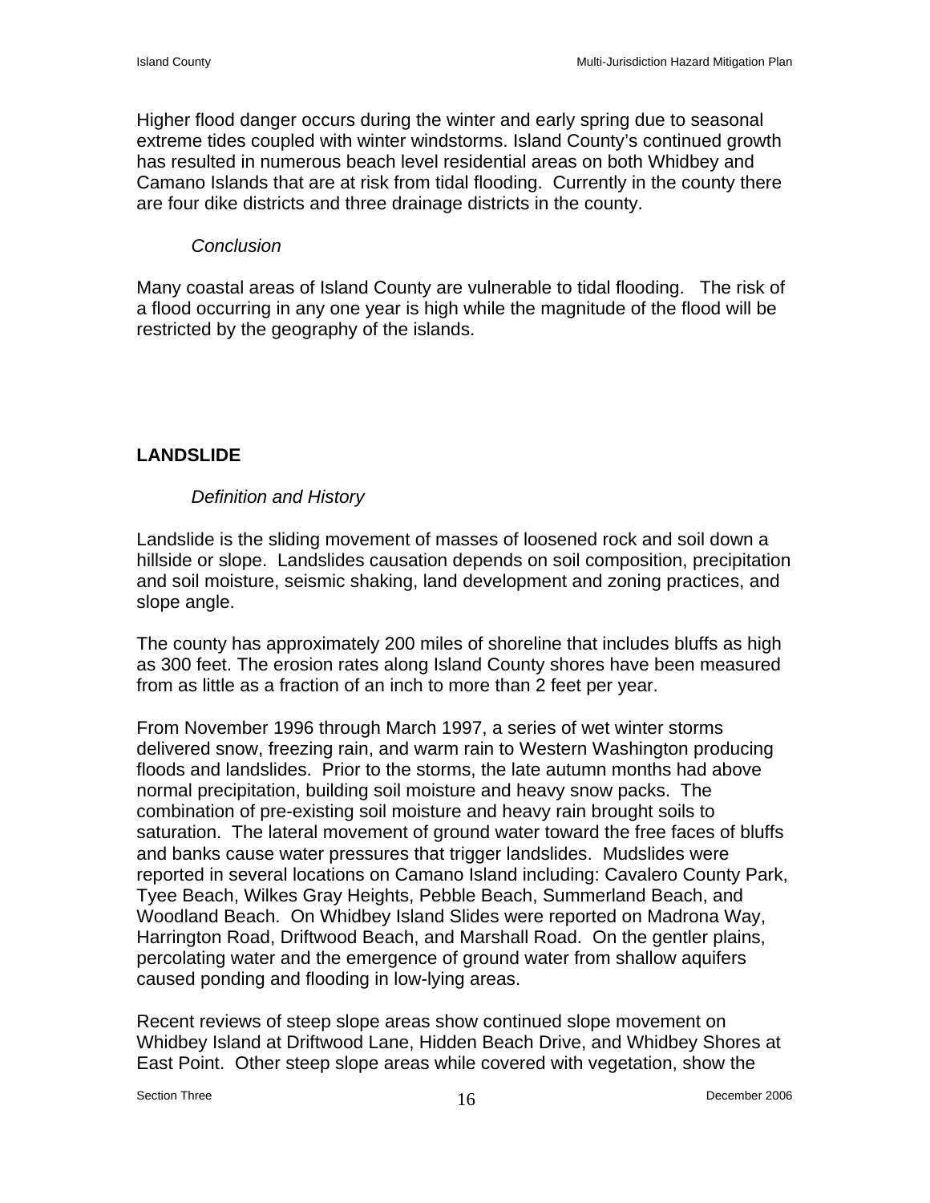Higher flood danger occurs during the winter and early spring due to seasonal extreme tides coupled with winter windstorms. Island County's continued growth has resulted in numerous beach level residential areas on both Whidbey and Camano Islands that are at risk from tidal flooding. Currently in the county there are four dike districts and three drainage districts in the county.

*Conclusion*

Many coastal areas of Island County are vulnerable to tidal flooding. The risk of a flood occurring in any one year is high while the magnitude of the flood will be restricted by the geography of the islands.

## LANDSLIDE

*Definition and History*

Landslide is the sliding movement of masses of loosened rock and soil down a hillside or slope. Landslides causation depends on soil composition, precipitation and soil moisture, seismic shaking, land development and zoning practices, and slope angle.

The county has approximately 200 miles of shoreline that includes bluffs as high as 300 feet. The erosion rates along Island County shores have been measured from as little as a fraction of an inch to more than 2 feet per year.

From November 1996 through March 1997, a series of wet winter storms delivered snow, freezing rain, and warm rain to Western Washington producing floods and landslides. Prior to the storms, the late autumn months had above normal precipitation, building soil moisture and heavy snow packs. The combination of pre-existing soil moisture and heavy rain brought soils to saturation. The lateral movement of ground water toward the free faces of bluffs and banks cause water pressures that trigger landslides. Mudslides were reported in several locations on Camano Island including: Cavalero County Park, Tyee Beach, Wilkes Gray Heights, Pebble Beach, Summerland Beach, and Woodland Beach. On Whidbey Island Slides were reported on Madrona Way, Harrington Road, Driftwood Beach, and Marshall Road. On the gentler plains, percolating water and the emergence of ground water from shallow aquifers caused ponding and flooding in low-lying areas.

Recent reviews of steep slope areas show continued slope movement on Whidbey Island at Driftwood Lane, Hidden Beach Drive, and Whidbey Shores at East Point. Other steep slope areas while covered with vegetation, show the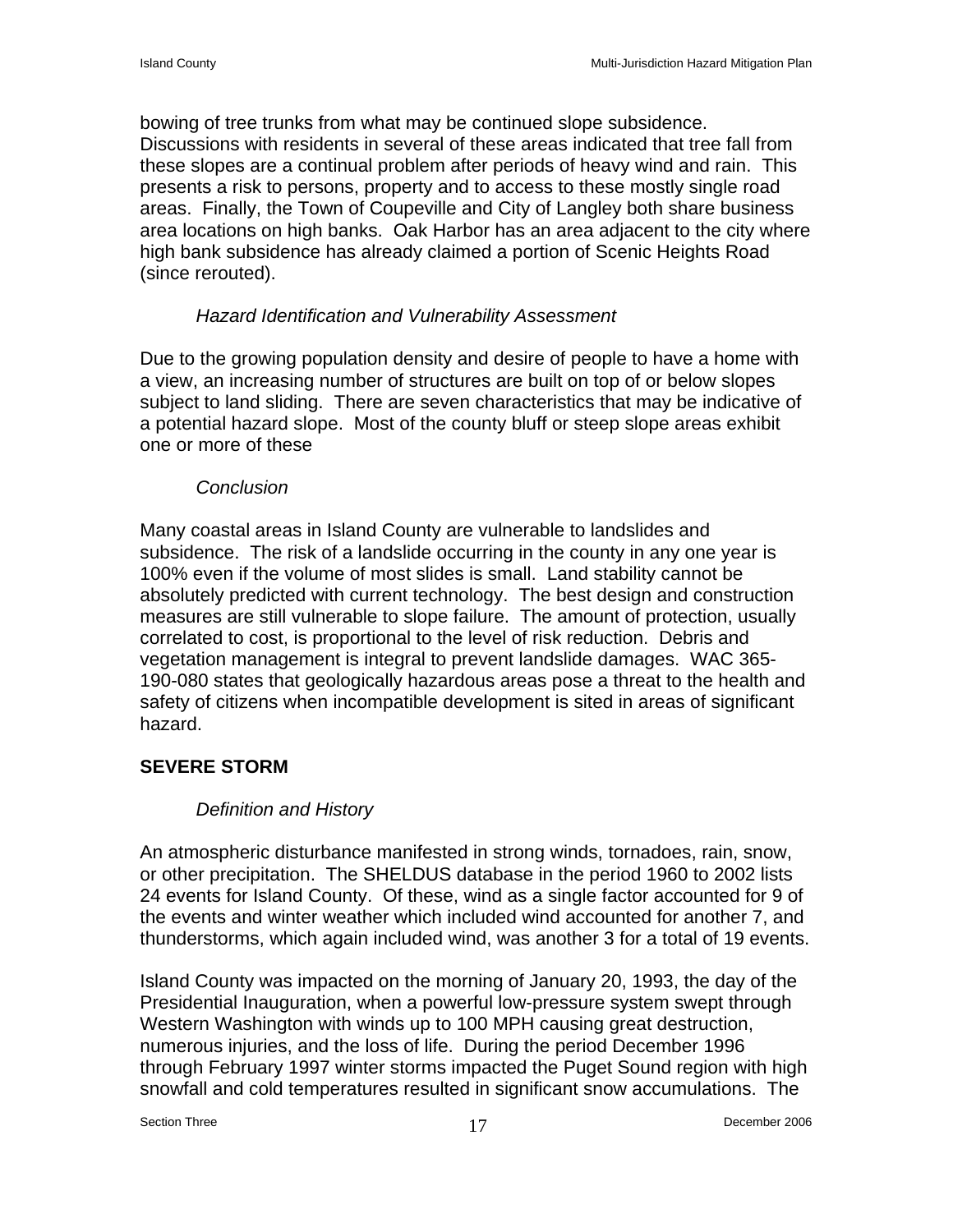bowing of tree trunks from what may be continued slope subsidence. Discussions with residents in several of these areas indicated that tree fall from these slopes are a continual problem after periods of heavy wind and rain. This presents a risk to persons, property and to access to these mostly single road areas. Finally, the Town of Coupeville and City of Langley both share business area locations on high banks. Oak Harbor has an area adjacent to the city where high bank subsidence has already claimed a portion of Scenic Heights Road (since rerouted).

*Hazard Identification and Vulnerability Assessment*

Due to the growing population density and desire of people to have a home with a view, an increasing number of structures are built on top of or below slopes subject to land sliding. There are seven characteristics that may be indicative of a potential hazard slope. Most of the county bluff or steep slope areas exhibit one or more of these

*Conclusion*

Many coastal areas in Island County are vulnerable to landslides and subsidence. The risk of a landslide occurring in the county in any one year is 100% even if the volume of most slides is small. Land stability cannot be absolutely predicted with current technology. The best design and construction measures are still vulnerable to slope failure. The amount of protection, usually correlated to cost, is proportional to the level of risk reduction. Debris and vegetation management is integral to prevent landslide damages. WAC 365-190-080 states that geologically hazardous areas pose a threat to the health and safety of citizens when incompatible development is sited in areas of significant hazard.

## SEVERE STORM

*Definition and History*

An atmospheric disturbance manifested in strong winds, tornadoes, rain, snow, or other precipitation. The SHELDUS database in the period 1960 to 2002 lists 24 events for Island County. Of these, wind as a single factor accounted for 9 of the events and winter weather which included wind accounted for another 7, and thunderstorms, which again included wind, was another 3 for a total of 19 events.

Island County was impacted on the morning of January 20, 1993, the day of the Presidential Inauguration, when a powerful low-pressure system swept through Western Washington with winds up to 100 MPH causing great destruction, numerous injuries, and the loss of life. During the period December 1996 through February 1997 winter storms impacted the Puget Sound region with high snowfall and cold temperatures resulted in significant snow accumulations. The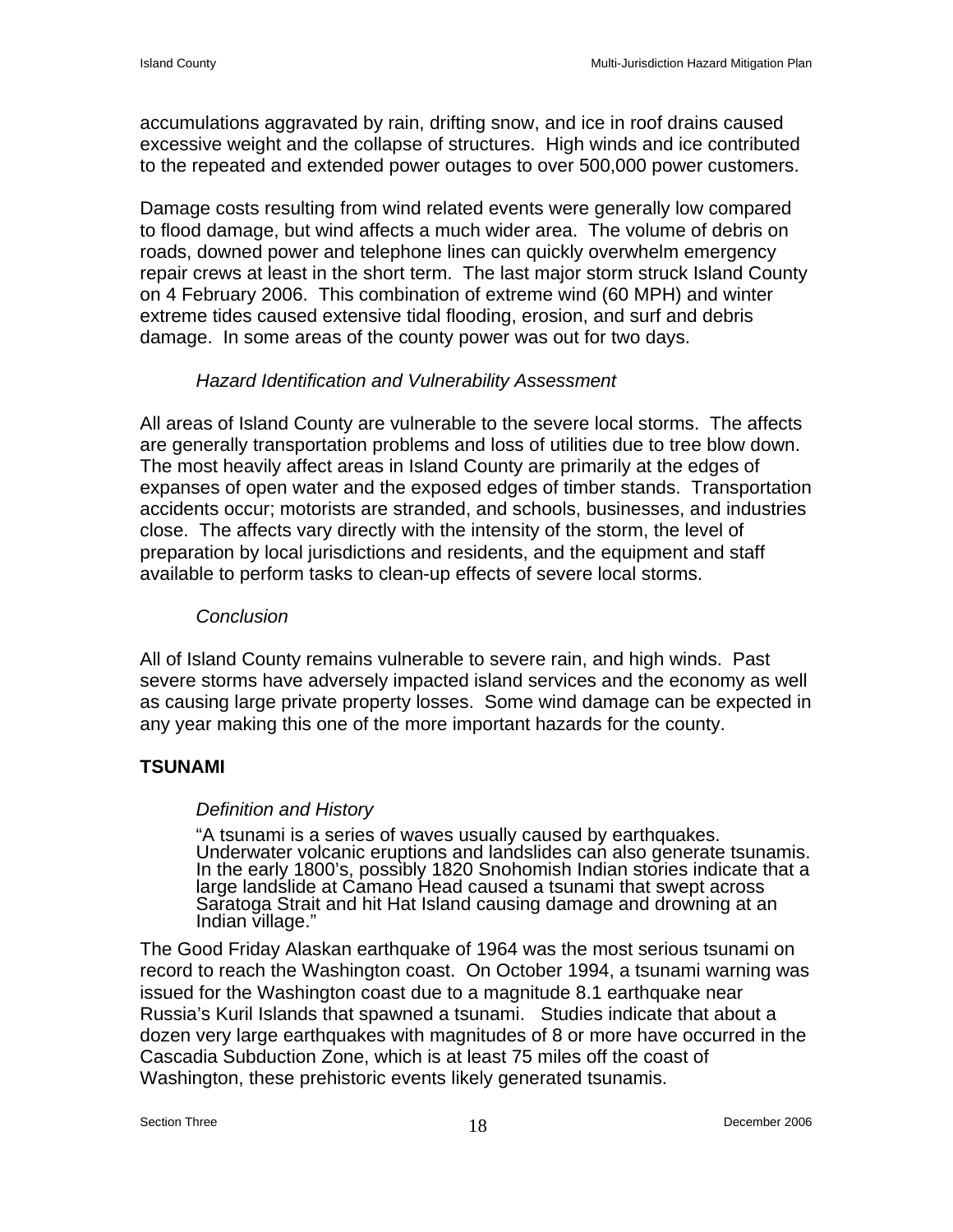accumulations aggravated by rain, drifting snow, and ice in roof drains caused excessive weight and the collapse of structures. High winds and ice contributed to the repeated and extended power outages to over 500,000 power customers.

Damage costs resulting from wind related events were generally low compared to flood damage, but wind affects a much wider area. The volume of debris on roads, downed power and telephone lines can quickly overwhelm emergency repair crews at least in the short term. The last major storm struck Island County on 4 February 2006. This combination of extreme wind (60 MPH) and winter extreme tides caused extensive tidal flooding, erosion, and surf and debris damage. In some areas of the county power was out for two days.

*Hazard Identification and Vulnerability Assessment*

All areas of Island County are vulnerable to the severe local storms. The affects are generally transportation problems and loss of utilities due to tree blow down. The most heavily affect areas in Island County are primarily at the edges of expanses of open water and the exposed edges of timber stands. Transportation accidents occur; motorists are stranded, and schools, businesses, and industries close. The affects vary directly with the intensity of the storm, the level of preparation by local jurisdictions and residents, and the equipment and staff available to perform tasks to clean-up effects of severe local storms.

*Conclusion*

All of Island County remains vulnerable to severe rain, and high winds. Past severe storms have adversely impacted island services and the economy as well as causing large private property losses. Some wind damage can be expected in any year making this one of the more important hazards for the county.

## TSUNAMI

*Definition and History*

> "A tsunami is a series of waves usually caused by earthquakes. Underwater volcanic eruptions and landslides can also generate tsunamis. In the early 1800's, possibly 1820 Snohomish Indian stories indicate that a large landslide at Camano Head caused a tsunami that swept across Saratoga Strait and hit Hat Island causing damage and drowning at an Indian village."

The Good Friday Alaskan earthquake of 1964 was the most serious tsunami on record to reach the Washington coast. On October 1994, a tsunami warning was issued for the Washington coast due to a magnitude 8.1 earthquake near Russia's Kuril Islands that spawned a tsunami. Studies indicate that about a dozen very large earthquakes with magnitudes of 8 or more have occurred in the Cascadia Subduction Zone, which is at least 75 miles off the coast of Washington, these prehistoric events likely generated tsunamis.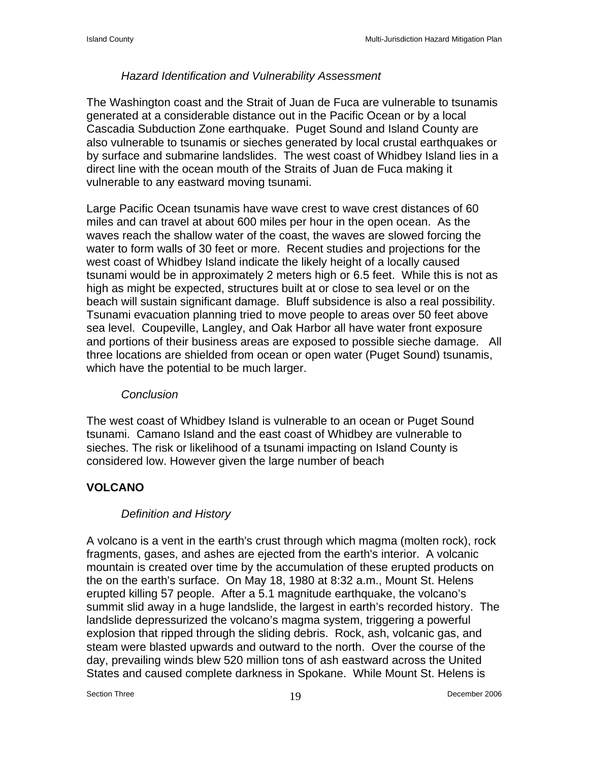*Hazard Identification and Vulnerability Assessment*

The Washington coast and the Strait of Juan de Fuca are vulnerable to tsunamis generated at a considerable distance out in the Pacific Ocean or by a local Cascadia Subduction Zone earthquake. Puget Sound and Island County are also vulnerable to tsunamis or sieches generated by local crustal earthquakes or by surface and submarine landslides. The west coast of Whidbey Island lies in a direct line with the ocean mouth of the Straits of Juan de Fuca making it vulnerable to any eastward moving tsunami.

Large Pacific Ocean tsunamis have wave crest to wave crest distances of 60 miles and can travel at about 600 miles per hour in the open ocean. As the waves reach the shallow water of the coast, the waves are slowed forcing the water to form walls of 30 feet or more. Recent studies and projections for the west coast of Whidbey Island indicate the likely height of a locally caused tsunami would be in approximately 2 meters high or 6.5 feet. While this is not as high as might be expected, structures built at or close to sea level or on the beach will sustain significant damage. Bluff subsidence is also a real possibility. Tsunami evacuation planning tried to move people to areas over 50 feet above sea level. Coupeville, Langley, and Oak Harbor all have water front exposure and portions of their business areas are exposed to possible sieche damage. All three locations are shielded from ocean or open water (Puget Sound) tsunamis, which have the potential to be much larger.

*Conclusion*

The west coast of Whidbey Island is vulnerable to an ocean or Puget Sound tsunami. Camano Island and the east coast of Whidbey are vulnerable to sieches. The risk or likelihood of a tsunami impacting on Island County is considered low. However given the large number of beach

## VOLCANO

*Definition and History*

A volcano is a vent in the earth's crust through which magma (molten rock), rock fragments, gases, and ashes are ejected from the earth's interior. A volcanic mountain is created over time by the accumulation of these erupted products on the on the earth's surface. On May 18, 1980 at 8:32 a.m., Mount St. Helens erupted killing 57 people. After a 5.1 magnitude earthquake, the volcano's summit slid away in a huge landslide, the largest in earth's recorded history. The landslide depressurized the volcano's magma system, triggering a powerful explosion that ripped through the sliding debris. Rock, ash, volcanic gas, and steam were blasted upwards and outward to the north. Over the course of the day, prevailing winds blew 520 million tons of ash eastward across the United States and caused complete darkness in Spokane. While Mount St. Helens is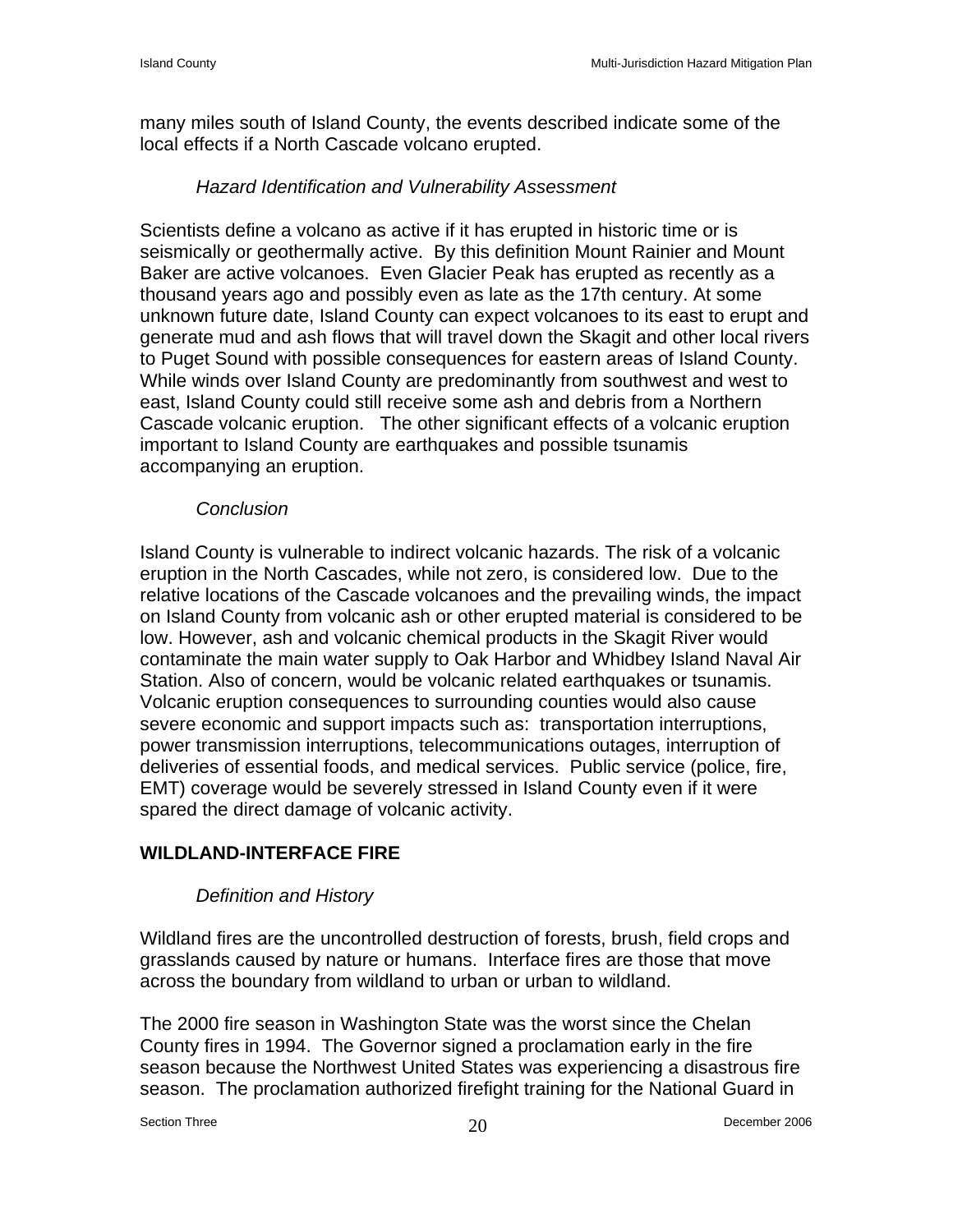many miles south of Island County, the events described indicate some of the local effects if a North Cascade volcano erupted.

*Hazard Identification and Vulnerability Assessment*

Scientists define a volcano as active if it has erupted in historic time or is seismically or geothermally active. By this definition Mount Rainier and Mount Baker are active volcanoes. Even Glacier Peak has erupted as recently as a thousand years ago and possibly even as late as the 17th century. At some unknown future date, Island County can expect volcanoes to its east to erupt and generate mud and ash flows that will travel down the Skagit and other local rivers to Puget Sound with possible consequences for eastern areas of Island County. While winds over Island County are predominantly from southwest and west to east, Island County could still receive some ash and debris from a Northern Cascade volcanic eruption. The other significant effects of a volcanic eruption important to Island County are earthquakes and possible tsunamis accompanying an eruption.

*Conclusion*

Island County is vulnerable to indirect volcanic hazards. The risk of a volcanic eruption in the North Cascades, while not zero, is considered low. Due to the relative locations of the Cascade volcanoes and the prevailing winds, the impact on Island County from volcanic ash or other erupted material is considered to be low. However, ash and volcanic chemical products in the Skagit River would contaminate the main water supply to Oak Harbor and Whidbey Island Naval Air Station. Also of concern, would be volcanic related earthquakes or tsunamis. Volcanic eruption consequences to surrounding counties would also cause severe economic and support impacts such as: transportation interruptions, power transmission interruptions, telecommunications outages, interruption of deliveries of essential foods, and medical services. Public service (police, fire, EMT) coverage would be severely stressed in Island County even if it were spared the direct damage of volcanic activity.

## WILDLAND-INTERFACE FIRE

*Definition and History*

Wildland fires are the uncontrolled destruction of forests, brush, field crops and grasslands caused by nature or humans. Interface fires are those that move across the boundary from wildland to urban or urban to wildland.

The 2000 fire season in Washington State was the worst since the Chelan County fires in 1994. The Governor signed a proclamation early in the fire season because the Northwest United States was experiencing a disastrous fire season. The proclamation authorized firefight training for the National Guard in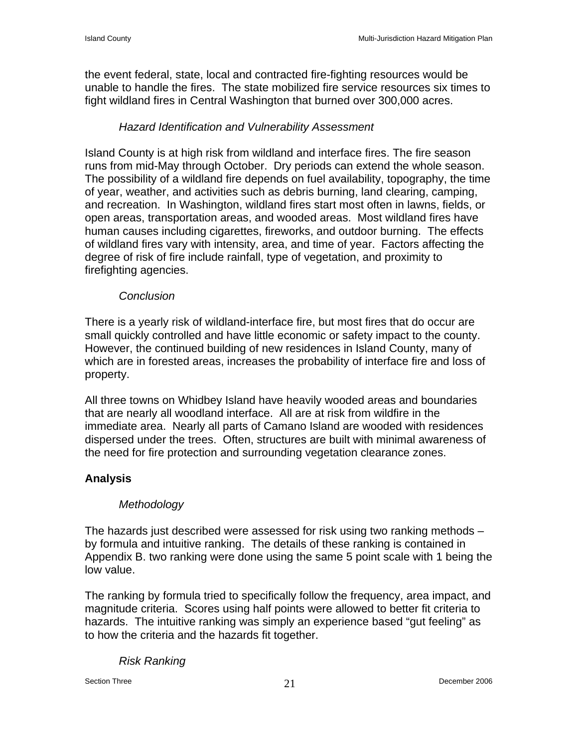the event federal, state, local and contracted fire-fighting resources would be unable to handle the fires. The state mobilized fire service resources six times to fight wildland fires in Central Washington that burned over 300,000 acres.

*Hazard Identification and Vulnerability Assessment*

Island County is at high risk from wildland and interface fires. The fire season runs from mid-May through October. Dry periods can extend the whole season. The possibility of a wildland fire depends on fuel availability, topography, the time of year, weather, and activities such as debris burning, land clearing, camping, and recreation. In Washington, wildland fires start most often in lawns, fields, or open areas, transportation areas, and wooded areas. Most wildland fires have human causes including cigarettes, fireworks, and outdoor burning. The effects of wildland fires vary with intensity, area, and time of year. Factors affecting the degree of risk of fire include rainfall, type of vegetation, and proximity to firefighting agencies.

*Conclusion*

There is a yearly risk of wildland-interface fire, but most fires that do occur are small quickly controlled and have little economic or safety impact to the county. However, the continued building of new residences in Island County, many of which are in forested areas, increases the probability of interface fire and loss of property.

All three towns on Whidbey Island have heavily wooded areas and boundaries that are nearly all woodland interface. All are at risk from wildfire in the immediate area. Nearly all parts of Camano Island are wooded with residences dispersed under the trees. Often, structures are built with minimal awareness of the need for fire protection and surrounding vegetation clearance zones.

## Analysis

*Methodology*

The hazards just described were assessed for risk using two ranking methods – by formula and intuitive ranking. The details of these ranking is contained in Appendix B. two ranking were done using the same 5 point scale with 1 being the low value.

The ranking by formula tried to specifically follow the frequency, area impact, and magnitude criteria. Scores using half points were allowed to better fit criteria to hazards. The intuitive ranking was simply an experience based "gut feeling" as to how the criteria and the hazards fit together.

*Risk Ranking*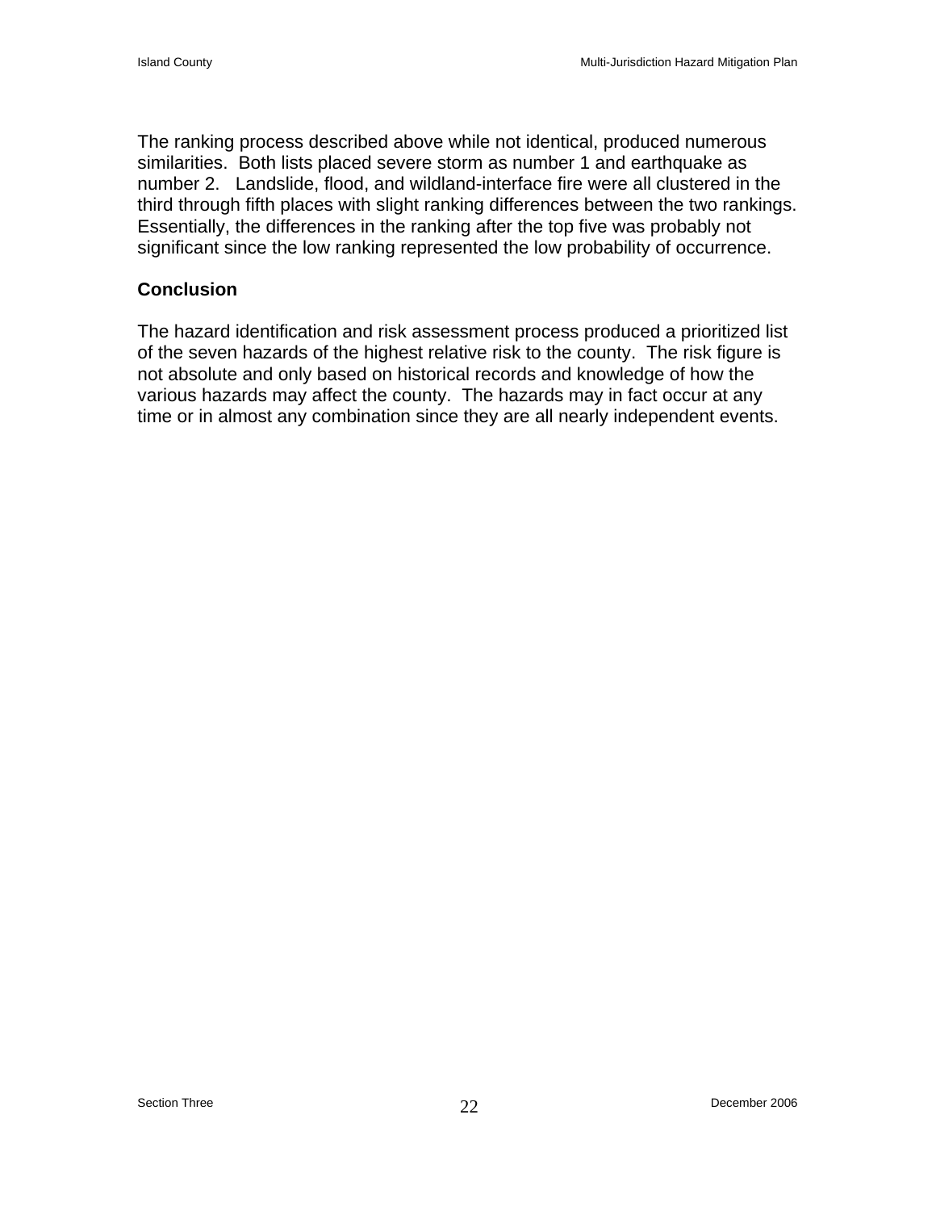The ranking process described above while not identical, produced numerous similarities. Both lists placed severe storm as number 1 and earthquake as number 2. Landslide, flood, and wildland-interface fire were all clustered in the third through fifth places with slight ranking differences between the two rankings. Essentially, the differences in the ranking after the top five was probably not significant since the low ranking represented the low probability of occurrence.

### Conclusion

The hazard identification and risk assessment process produced a prioritized list of the seven hazards of the highest relative risk to the county. The risk figure is not absolute and only based on historical records and knowledge of how the various hazards may affect the county. The hazards may in fact occur at any time or in almost any combination since they are all nearly independent events.